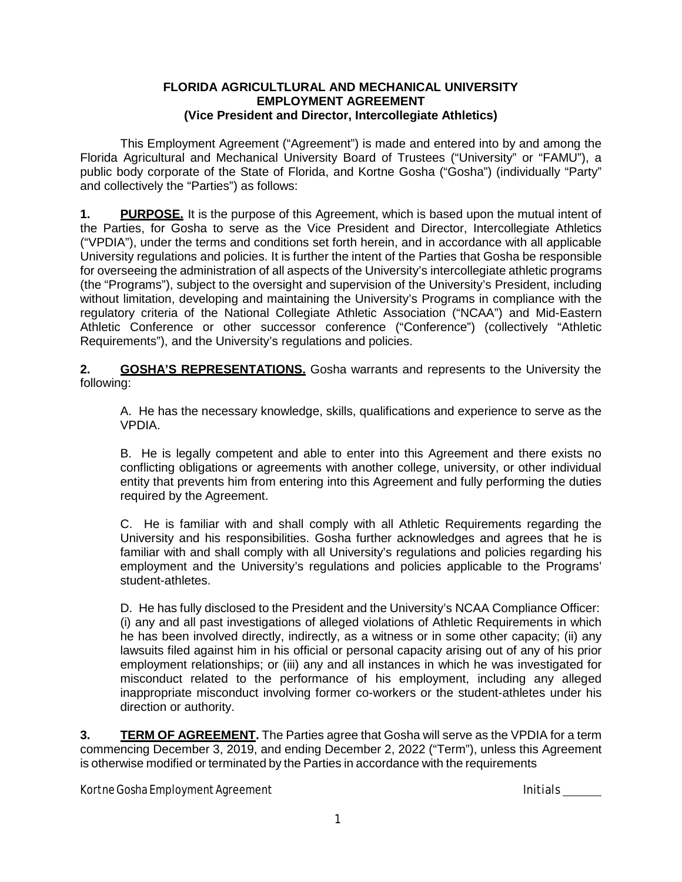**FLORIDA AGRICULTLURAL AND MECHANICAL UNIVERSITY**
**EMPLOYMENT AGREEMENT**
**(Vice President and Director, Intercollegiate Athletics)**

This Employment Agreement ("Agreement") is made and entered into by and among the Florida Agricultural and Mechanical University Board of Trustees ("University" or "FAMU"), a public body corporate of the State of Florida, and Kortne Gosha ("Gosha") (individually "Party" and collectively the "Parties") as follows:

**1. PURPOSE.** It is the purpose of this Agreement, which is based upon the mutual intent of the Parties, for Gosha to serve as the Vice President and Director, Intercollegiate Athletics ("VPDIA"), under the terms and conditions set forth herein, and in accordance with all applicable University regulations and policies. It is further the intent of the Parties that Gosha be responsible for overseeing the administration of all aspects of the University's intercollegiate athletic programs (the "Programs"), subject to the oversight and supervision of the University's President, including without limitation, developing and maintaining the University's Programs in compliance with the regulatory criteria of the National Collegiate Athletic Association ("NCAA") and Mid-Eastern Athletic Conference or other successor conference ("Conference") (collectively "Athletic Requirements"), and the University's regulations and policies.

**2. GOSHA'S REPRESENTATIONS.** Gosha warrants and represents to the University the following:

A. He has the necessary knowledge, skills, qualifications and experience to serve as the VPDIA.

B. He is legally competent and able to enter into this Agreement and there exists no conflicting obligations or agreements with another college, university, or other individual entity that prevents him from entering into this Agreement and fully performing the duties required by the Agreement.

C. He is familiar with and shall comply with all Athletic Requirements regarding the University and his responsibilities. Gosha further acknowledges and agrees that he is familiar with and shall comply with all University's regulations and policies regarding his employment and the University's regulations and policies applicable to the Programs' student-athletes.

D. He has fully disclosed to the President and the University's NCAA Compliance Officer: (i) any and all past investigations of alleged violations of Athletic Requirements in which he has been involved directly, indirectly, as a witness or in some other capacity; (ii) any lawsuits filed against him in his official or personal capacity arising out of any of his prior employment relationships; or (iii) any and all instances in which he was investigated for misconduct related to the performance of his employment, including any alleged inappropriate misconduct involving former co-workers or the student-athletes under his direction or authority.

**3. TERM OF AGREEMENT.** The Parties agree that Gosha will serve as the VPDIA for a term commencing December 3, 2019, and ending December 2, 2022 ("Term"), unless this Agreement is otherwise modified or terminated by the Parties in accordance with the requirements

Initials ______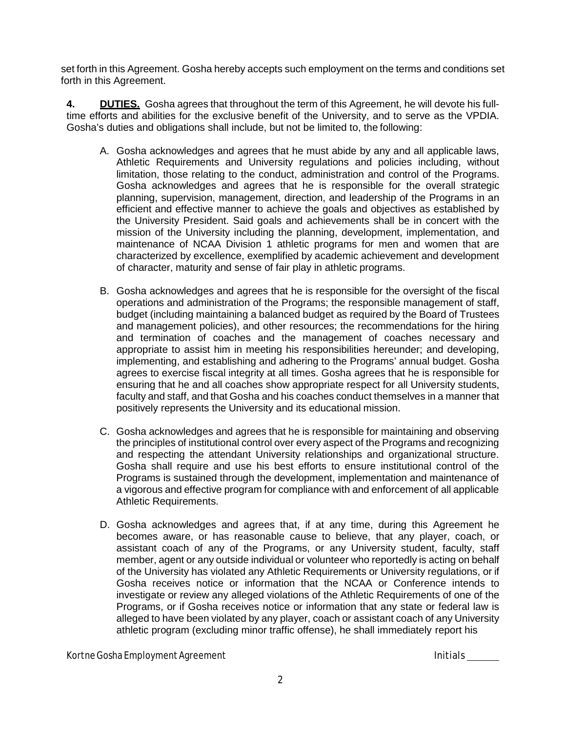set forth in this Agreement. Gosha hereby accepts such employment on the terms and conditions set forth in this Agreement.

**4. DUTIES.** Gosha agrees that throughout the term of this Agreement, he will devote his full-time efforts and abilities for the exclusive benefit of the University, and to serve as the VPDIA. Gosha's duties and obligations shall include, but not be limited to, the following:

A. Gosha acknowledges and agrees that he must abide by any and all applicable laws, Athletic Requirements and University regulations and policies including, without limitation, those relating to the conduct, administration and control of the Programs. Gosha acknowledges and agrees that he is responsible for the overall strategic planning, supervision, management, direction, and leadership of the Programs in an efficient and effective manner to achieve the goals and objectives as established by the University President. Said goals and achievements shall be in concert with the mission of the University including the planning, development, implementation, and maintenance of NCAA Division 1 athletic programs for men and women that are characterized by excellence, exemplified by academic achievement and development of character, maturity and sense of fair play in athletic programs.

B. Gosha acknowledges and agrees that he is responsible for the oversight of the fiscal operations and administration of the Programs; the responsible management of staff, budget (including maintaining a balanced budget as required by the Board of Trustees and management policies), and other resources; the recommendations for the hiring and termination of coaches and the management of coaches necessary and appropriate to assist him in meeting his responsibilities hereunder; and developing, implementing, and establishing and adhering to the Programs' annual budget. Gosha agrees to exercise fiscal integrity at all times. Gosha agrees that he is responsible for ensuring that he and all coaches show appropriate respect for all University students, faculty and staff, and that Gosha and his coaches conduct themselves in a manner that positively represents the University and its educational mission.

C. Gosha acknowledges and agrees that he is responsible for maintaining and observing the principles of institutional control over every aspect of the Programs and recognizing and respecting the attendant University relationships and organizational structure. Gosha shall require and use his best efforts to ensure institutional control of the Programs is sustained through the development, implementation and maintenance of a vigorous and effective program for compliance with and enforcement of all applicable Athletic Requirements.

D. Gosha acknowledges and agrees that, if at any time, during this Agreement he becomes aware, or has reasonable cause to believe, that any player, coach, or assistant coach of any of the Programs, or any University student, faculty, staff member, agent or any outside individual or volunteer who reportedly is acting on behalf of the University has violated any Athletic Requirements or University regulations, or if Gosha receives notice or information that the NCAA or Conference intends to investigate or review any alleged violations of the Athletic Requirements of one of the Programs, or if Gosha receives notice or information that any state or federal law is alleged to have been violated by any player, coach or assistant coach of any University athletic program (excluding minor traffic offense), he shall immediately report his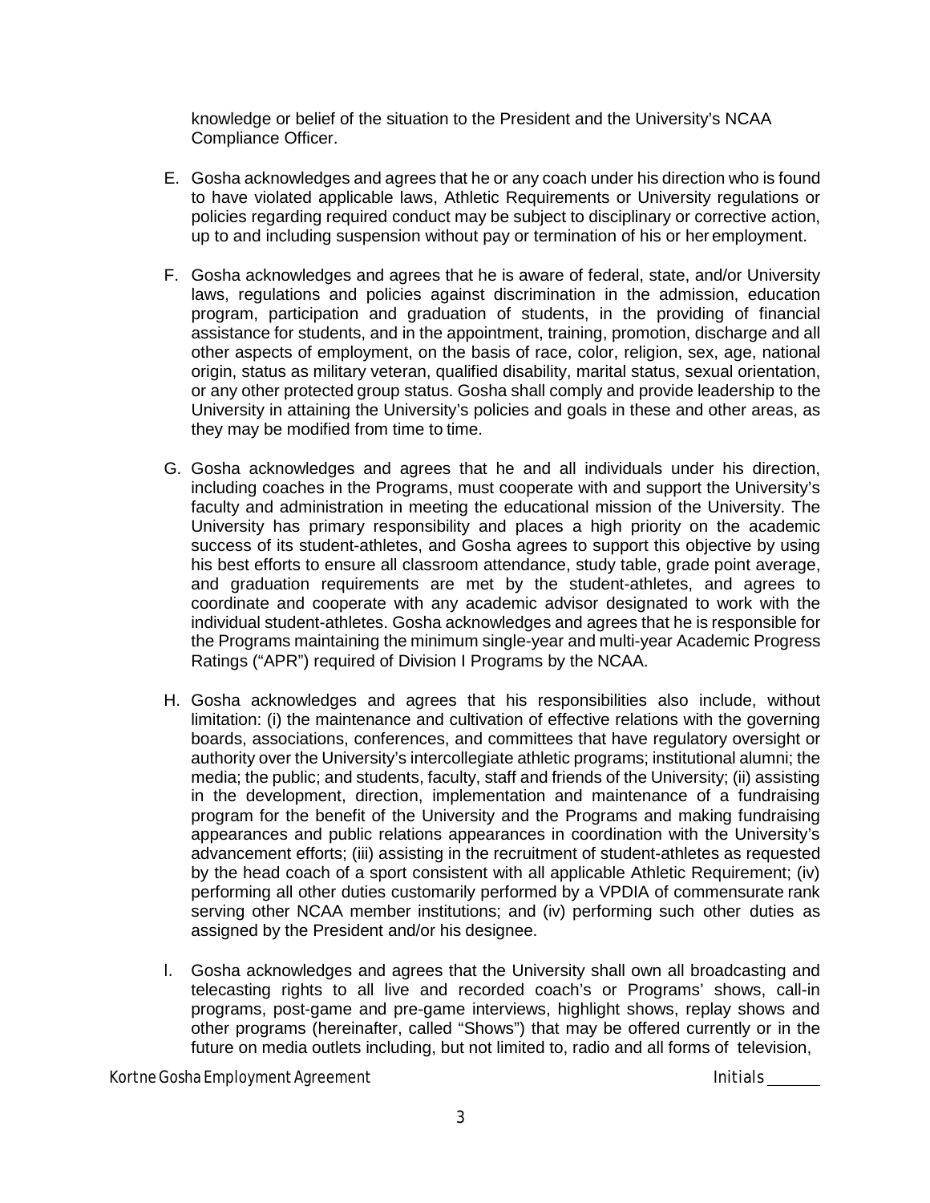knowledge or belief of the situation to the President and the University's NCAA Compliance Officer.

E. Gosha acknowledges and agrees that he or any coach under his direction who is found to have violated applicable laws, Athletic Requirements or University regulations or policies regarding required conduct may be subject to disciplinary or corrective action, up to and including suspension without pay or termination of his or her employment.

F. Gosha acknowledges and agrees that he is aware of federal, state, and/or University laws, regulations and policies against discrimination in the admission, education program, participation and graduation of students, in the providing of financial assistance for students, and in the appointment, training, promotion, discharge and all other aspects of employment, on the basis of race, color, religion, sex, age, national origin, status as military veteran, qualified disability, marital status, sexual orientation, or any other protected group status. Gosha shall comply and provide leadership to the University in attaining the University's policies and goals in these and other areas, as they may be modified from time to time.

G. Gosha acknowledges and agrees that he and all individuals under his direction, including coaches in the Programs, must cooperate with and support the University's faculty and administration in meeting the educational mission of the University. The University has primary responsibility and places a high priority on the academic success of its student-athletes, and Gosha agrees to support this objective by using his best efforts to ensure all classroom attendance, study table, grade point average, and graduation requirements are met by the student-athletes, and agrees to coordinate and cooperate with any academic advisor designated to work with the individual student-athletes. Gosha acknowledges and agrees that he is responsible for the Programs maintaining the minimum single-year and multi-year Academic Progress Ratings ("APR") required of Division I Programs by the NCAA.

H. Gosha acknowledges and agrees that his responsibilities also include, without limitation: (i) the maintenance and cultivation of effective relations with the governing boards, associations, conferences, and committees that have regulatory oversight or authority over the University's intercollegiate athletic programs; institutional alumni; the media; the public; and students, faculty, staff and friends of the University; (ii) assisting in the development, direction, implementation and maintenance of a fundraising program for the benefit of the University and the Programs and making fundraising appearances and public relations appearances in coordination with the University's advancement efforts; (iii) assisting in the recruitment of student-athletes as requested by the head coach of a sport consistent with all applicable Athletic Requirement; (iv) performing all other duties customarily performed by a VPDIA of commensurate rank serving other NCAA member institutions; and (iv) performing such other duties as assigned by the President and/or his designee.

I. Gosha acknowledges and agrees that the University shall own all broadcasting and telecasting rights to all live and recorded coach's or Programs' shows, call-in programs, post-game and pre-game interviews, highlight shows, replay shows and other programs (hereinafter, called "Shows") that may be offered currently or in the future on media outlets including, but not limited to, radio and all forms of television,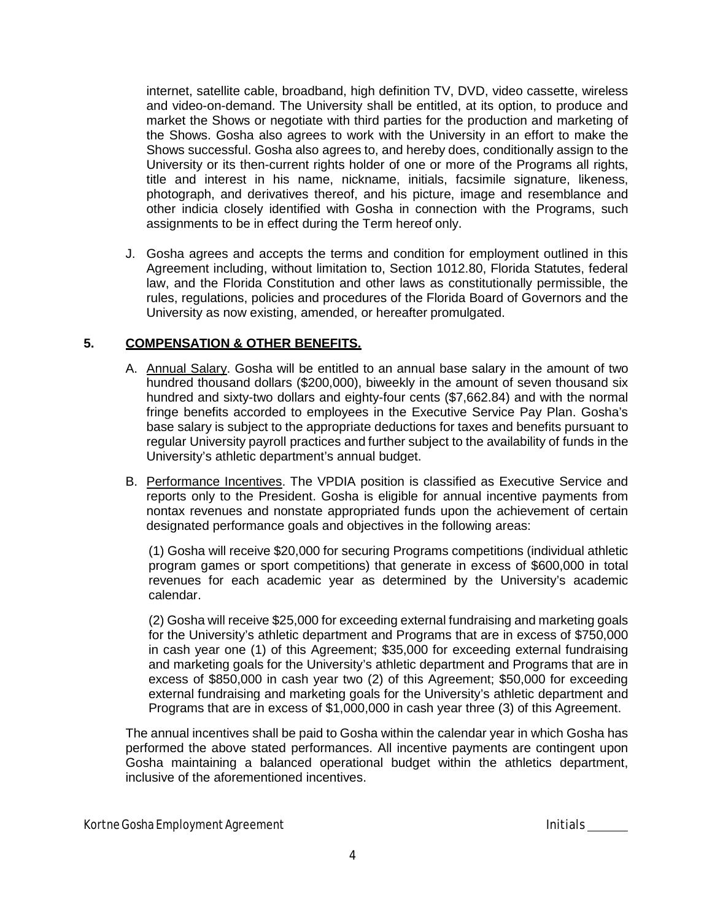internet, satellite cable, broadband, high definition TV, DVD, video cassette, wireless and video-on-demand. The University shall be entitled, at its option, to produce and market the Shows or negotiate with third parties for the production and marketing of the Shows. Gosha also agrees to work with the University in an effort to make the Shows successful. Gosha also agrees to, and hereby does, conditionally assign to the University or its then-current rights holder of one or more of the Programs all rights, title and interest in his name, nickname, initials, facsimile signature, likeness, photograph, and derivatives thereof, and his picture, image and resemblance and other indicia closely identified with Gosha in connection with the Programs, such assignments to be in effect during the Term hereof only.

J. Gosha agrees and accepts the terms and condition for employment outlined in this Agreement including, without limitation to, Section 1012.80, Florida Statutes, federal law, and the Florida Constitution and other laws as constitutionally permissible, the rules, regulations, policies and procedures of the Florida Board of Governors and the University as now existing, amended, or hereafter promulgated.

**5. COMPENSATION & OTHER BENEFITS.**

A. Annual Salary. Gosha will be entitled to an annual base salary in the amount of two hundred thousand dollars ($200,000), biweekly in the amount of seven thousand six hundred and sixty-two dollars and eighty-four cents ($7,662.84) and with the normal fringe benefits accorded to employees in the Executive Service Pay Plan. Gosha's base salary is subject to the appropriate deductions for taxes and benefits pursuant to regular University payroll practices and further subject to the availability of funds in the University's athletic department's annual budget.

B. Performance Incentives. The VPDIA position is classified as Executive Service and reports only to the President. Gosha is eligible for annual incentive payments from nontax revenues and nonstate appropriated funds upon the achievement of certain designated performance goals and objectives in the following areas:

(1) Gosha will receive $20,000 for securing Programs competitions (individual athletic program games or sport competitions) that generate in excess of $600,000 in total revenues for each academic year as determined by the University's academic calendar.

(2) Gosha will receive $25,000 for exceeding external fundraising and marketing goals for the University's athletic department and Programs that are in excess of $750,000 in cash year one (1) of this Agreement; $35,000 for exceeding external fundraising and marketing goals for the University's athletic department and Programs that are in excess of $850,000 in cash year two (2) of this Agreement; $50,000 for exceeding external fundraising and marketing goals for the University's athletic department and Programs that are in excess of $1,000,000 in cash year three (3) of this Agreement.

The annual incentives shall be paid to Gosha within the calendar year in which Gosha has performed the above stated performances. All incentive payments are contingent upon Gosha maintaining a balanced operational budget within the athletics department, inclusive of the aforementioned incentives.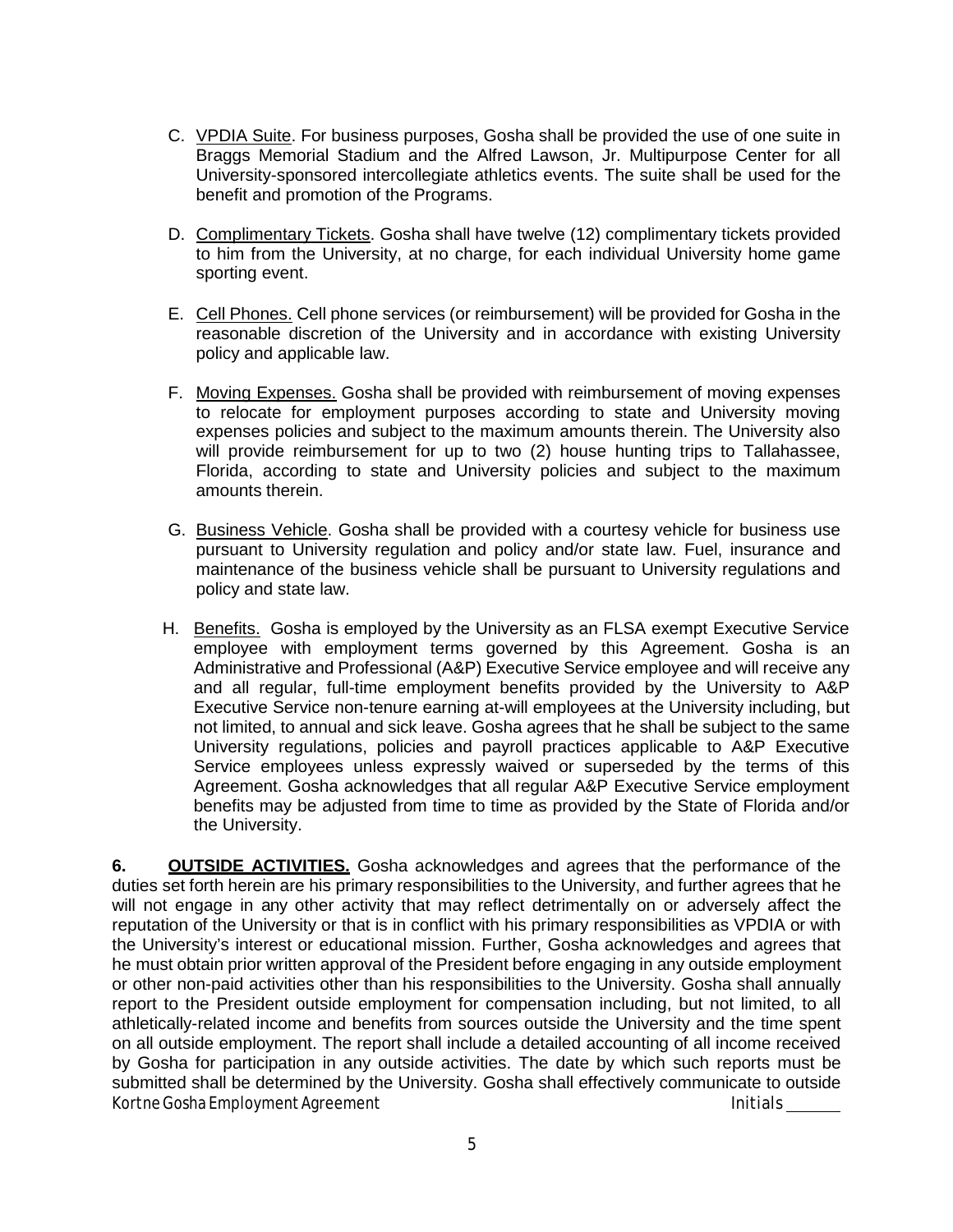C. <u>VPDIA Suite</u>. For business purposes, Gosha shall be provided the use of one suite in Braggs Memorial Stadium and the Alfred Lawson, Jr. Multipurpose Center for all University-sponsored intercollegiate athletics events. The suite shall be used for the benefit and promotion of the Programs.

D. <u>Complimentary Tickets</u>. Gosha shall have twelve (12) complimentary tickets provided to him from the University, at no charge, for each individual University home game sporting event.

E. <u>Cell Phones.</u> Cell phone services (or reimbursement) will be provided for Gosha in the reasonable discretion of the University and in accordance with existing University policy and applicable law.

F. <u>Moving Expenses.</u> Gosha shall be provided with reimbursement of moving expenses to relocate for employment purposes according to state and University moving expenses policies and subject to the maximum amounts therein. The University also will provide reimbursement for up to two (2) house hunting trips to Tallahassee, Florida, according to state and University policies and subject to the maximum amounts therein.

G. <u>Business Vehicle</u>. Gosha shall be provided with a courtesy vehicle for business use pursuant to University regulation and policy and/or state law. Fuel, insurance and maintenance of the business vehicle shall be pursuant to University regulations and policy and state law.

H. <u>Benefits.</u> Gosha is employed by the University as an FLSA exempt Executive Service employee with employment terms governed by this Agreement. Gosha is an Administrative and Professional (A&P) Executive Service employee and will receive any and all regular, full-time employment benefits provided by the University to A&P Executive Service non-tenure earning at-will employees at the University including, but not limited, to annual and sick leave. Gosha agrees that he shall be subject to the same University regulations, policies and payroll practices applicable to A&P Executive Service employees unless expressly waived or superseded by the terms of this Agreement. Gosha acknowledges that all regular A&P Executive Service employment benefits may be adjusted from time to time as provided by the State of Florida and/or the University.

**6. <u>OUTSIDE ACTIVITIES.</u>** Gosha acknowledges and agrees that the performance of the duties set forth herein are his primary responsibilities to the University, and further agrees that he will not engage in any other activity that may reflect detrimentally on or adversely affect the reputation of the University or that is in conflict with his primary responsibilities as VPDIA or with the University's interest or educational mission. Further, Gosha acknowledges and agrees that he must obtain prior written approval of the President before engaging in any outside employment or other non-paid activities other than his responsibilities to the University. Gosha shall annually report to the President outside employment for compensation including, but not limited, to all athletically-related income and benefits from sources outside the University and the time spent on all outside employment. The report shall include a detailed accounting of all income received by Gosha for participation in any outside activities. The date by which such reports must be submitted shall be determined by the University. Gosha shall effectively communicate to outside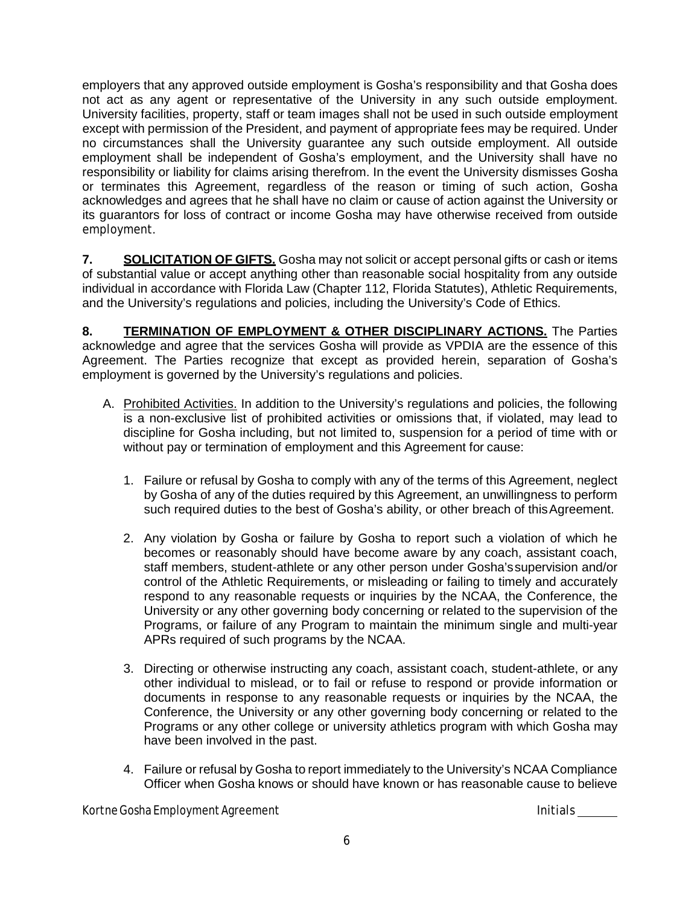employers that any approved outside employment is Gosha's responsibility and that Gosha does not act as any agent or representative of the University in any such outside employment. University facilities, property, staff or team images shall not be used in such outside employment except with permission of the President, and payment of appropriate fees may be required. Under no circumstances shall the University guarantee any such outside employment. All outside employment shall be independent of Gosha's employment, and the University shall have no responsibility or liability for claims arising therefrom. In the event the University dismisses Gosha or terminates this Agreement, regardless of the reason or timing of such action, Gosha acknowledges and agrees that he shall have no claim or cause of action against the University or its guarantors for loss of contract or income Gosha may have otherwise received from outside employment.

**7. SOLICITATION OF GIFTS.** Gosha may not solicit or accept personal gifts or cash or items of substantial value or accept anything other than reasonable social hospitality from any outside individual in accordance with Florida Law (Chapter 112, Florida Statutes), Athletic Requirements, and the University's regulations and policies, including the University's Code of Ethics.

**8. TERMINATION OF EMPLOYMENT & OTHER DISCIPLINARY ACTIONS.** The Parties acknowledge and agree that the services Gosha will provide as VPDIA are the essence of this Agreement. The Parties recognize that except as provided herein, separation of Gosha's employment is governed by the University's regulations and policies.

A. Prohibited Activities. In addition to the University's regulations and policies, the following is a non-exclusive list of prohibited activities or omissions that, if violated, may lead to discipline for Gosha including, but not limited to, suspension for a period of time with or without pay or termination of employment and this Agreement for cause:

1. Failure or refusal by Gosha to comply with any of the terms of this Agreement, neglect by Gosha of any of the duties required by this Agreement, an unwillingness to perform such required duties to the best of Gosha's ability, or other breach of this Agreement.

2. Any violation by Gosha or failure by Gosha to report such a violation of which he becomes or reasonably should have become aware by any coach, assistant coach, staff members, student-athlete or any other person under Gosha's supervision and/or control of the Athletic Requirements, or misleading or failing to timely and accurately respond to any reasonable requests or inquiries by the NCAA, the Conference, the University or any other governing body concerning or related to the supervision of the Programs, or failure of any Program to maintain the minimum single and multi-year APRs required of such programs by the NCAA.

3. Directing or otherwise instructing any coach, assistant coach, student-athlete, or any other individual to mislead, or to fail or refuse to respond or provide information or documents in response to any reasonable requests or inquiries by the NCAA, the Conference, the University or any other governing body concerning or related to the Programs or any other college or university athletics program with which Gosha may have been involved in the past.

4. Failure or refusal by Gosha to report immediately to the University's NCAA Compliance Officer when Gosha knows or should have known or has reasonable cause to believe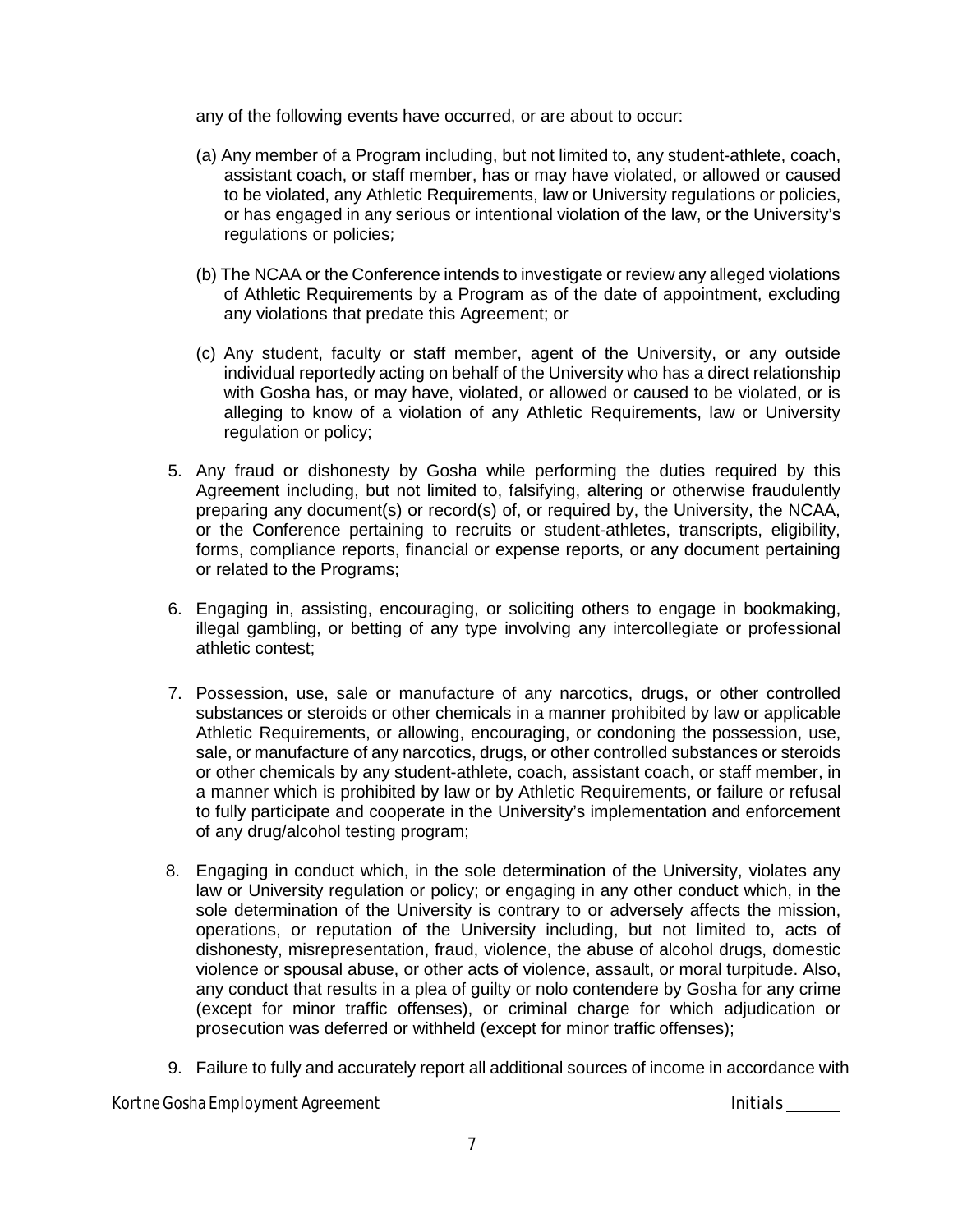any of the following events have occurred, or are about to occur:

(a) Any member of a Program including, but not limited to, any student-athlete, coach, assistant coach, or staff member, has or may have violated, or allowed or caused to be violated, any Athletic Requirements, law or University regulations or policies, or has engaged in any serious or intentional violation of the law, or the University's regulations or policies;

(b) The NCAA or the Conference intends to investigate or review any alleged violations of Athletic Requirements by a Program as of the date of appointment, excluding any violations that predate this Agreement; or

(c) Any student, faculty or staff member, agent of the University, or any outside individual reportedly acting on behalf of the University who has a direct relationship with Gosha has, or may have, violated, or allowed or caused to be violated, or is alleging to know of a violation of any Athletic Requirements, law or University regulation or policy;

5. Any fraud or dishonesty by Gosha while performing the duties required by this Agreement including, but not limited to, falsifying, altering or otherwise fraudulently preparing any document(s) or record(s) of, or required by, the University, the NCAA, or the Conference pertaining to recruits or student-athletes, transcripts, eligibility, forms, compliance reports, financial or expense reports, or any document pertaining or related to the Programs;

6. Engaging in, assisting, encouraging, or soliciting others to engage in bookmaking, illegal gambling, or betting of any type involving any intercollegiate or professional athletic contest;

7. Possession, use, sale or manufacture of any narcotics, drugs, or other controlled substances or steroids or other chemicals in a manner prohibited by law or applicable Athletic Requirements, or allowing, encouraging, or condoning the possession, use, sale, or manufacture of any narcotics, drugs, or other controlled substances or steroids or other chemicals by any student-athlete, coach, assistant coach, or staff member, in a manner which is prohibited by law or by Athletic Requirements, or failure or refusal to fully participate and cooperate in the University's implementation and enforcement of any drug/alcohol testing program;

8. Engaging in conduct which, in the sole determination of the University, violates any law or University regulation or policy; or engaging in any other conduct which, in the sole determination of the University is contrary to or adversely affects the mission, operations, or reputation of the University including, but not limited to, acts of dishonesty, misrepresentation, fraud, violence, the abuse of alcohol drugs, domestic violence or spousal abuse, or other acts of violence, assault, or moral turpitude. Also, any conduct that results in a plea of guilty or nolo contendere by Gosha for any crime (except for minor traffic offenses), or criminal charge for which adjudication or prosecution was deferred or withheld (except for minor traffic offenses);

9. Failure to fully and accurately report all additional sources of income in accordance with

Kortne Gosha Employment Agreement Initials ______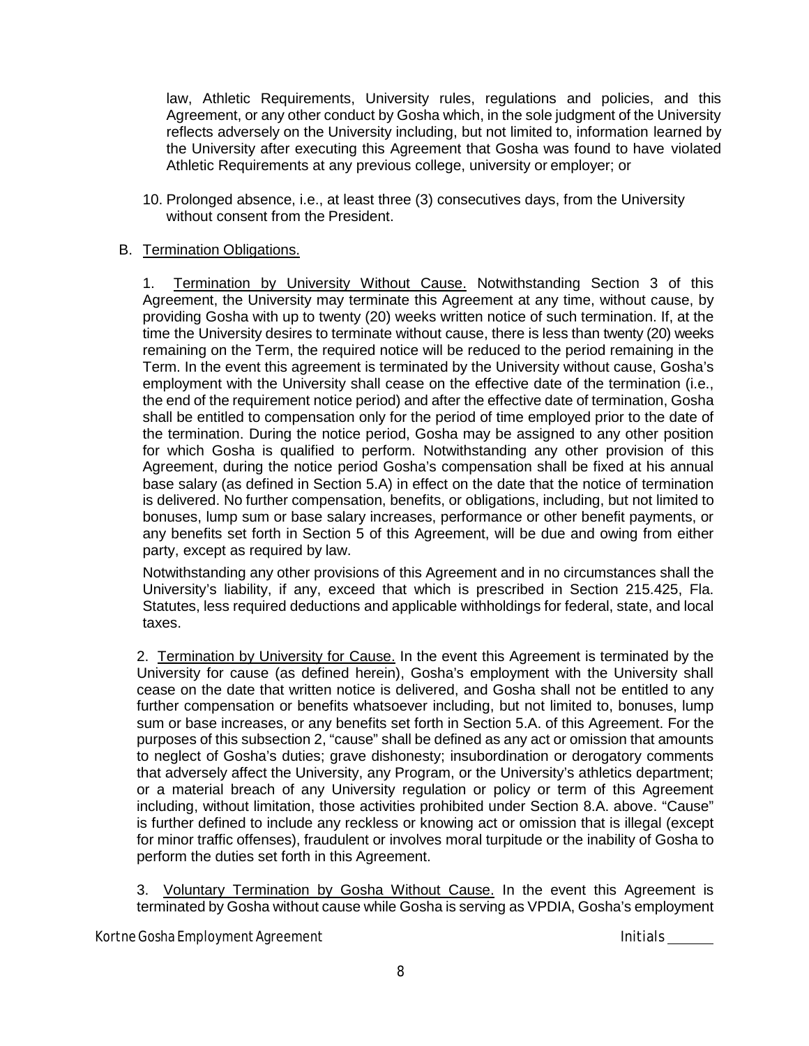law, Athletic Requirements, University rules, regulations and policies, and this Agreement, or any other conduct by Gosha which, in the sole judgment of the University reflects adversely on the University including, but not limited to, information learned by the University after executing this Agreement that Gosha was found to have violated Athletic Requirements at any previous college, university or employer; or

10. Prolonged absence, i.e., at least three (3) consecutives days, from the University without consent from the President.

B. <u>Termination Obligations.</u>

1. <u>Termination by University Without Cause.</u> Notwithstanding Section 3 of this Agreement, the University may terminate this Agreement at any time, without cause, by providing Gosha with up to twenty (20) weeks written notice of such termination. If, at the time the University desires to terminate without cause, there is less than twenty (20) weeks remaining on the Term, the required notice will be reduced to the period remaining in the Term. In the event this agreement is terminated by the University without cause, Gosha's employment with the University shall cease on the effective date of the termination (i.e., the end of the requirement notice period) and after the effective date of termination, Gosha shall be entitled to compensation only for the period of time employed prior to the date of the termination. During the notice period, Gosha may be assigned to any other position for which Gosha is qualified to perform. Notwithstanding any other provision of this Agreement, during the notice period Gosha's compensation shall be fixed at his annual base salary (as defined in Section 5.A) in effect on the date that the notice of termination is delivered. No further compensation, benefits, or obligations, including, but not limited to bonuses, lump sum or base salary increases, performance or other benefit payments, or any benefits set forth in Section 5 of this Agreement, will be due and owing from either party, except as required by law.

Notwithstanding any other provisions of this Agreement and in no circumstances shall the University's liability, if any, exceed that which is prescribed in Section 215.425, Fla. Statutes, less required deductions and applicable withholdings for federal, state, and local taxes.

2. <u>Termination by University for Cause.</u> In the event this Agreement is terminated by the University for cause (as defined herein), Gosha's employment with the University shall cease on the date that written notice is delivered, and Gosha shall not be entitled to any further compensation or benefits whatsoever including, but not limited to, bonuses, lump sum or base increases, or any benefits set forth in Section 5.A. of this Agreement. For the purposes of this subsection 2, "cause" shall be defined as any act or omission that amounts to neglect of Gosha's duties; grave dishonesty; insubordination or derogatory comments that adversely affect the University, any Program, or the University's athletics department; or a material breach of any University regulation or policy or term of this Agreement including, without limitation, those activities prohibited under Section 8.A. above. "Cause" is further defined to include any reckless or knowing act or omission that is illegal (except for minor traffic offenses), fraudulent or involves moral turpitude or the inability of Gosha to perform the duties set forth in this Agreement.

3. <u>Voluntary Termination by Gosha Without Cause.</u> In the event this Agreement is terminated by Gosha without cause while Gosha is serving as VPDIA, Gosha's employment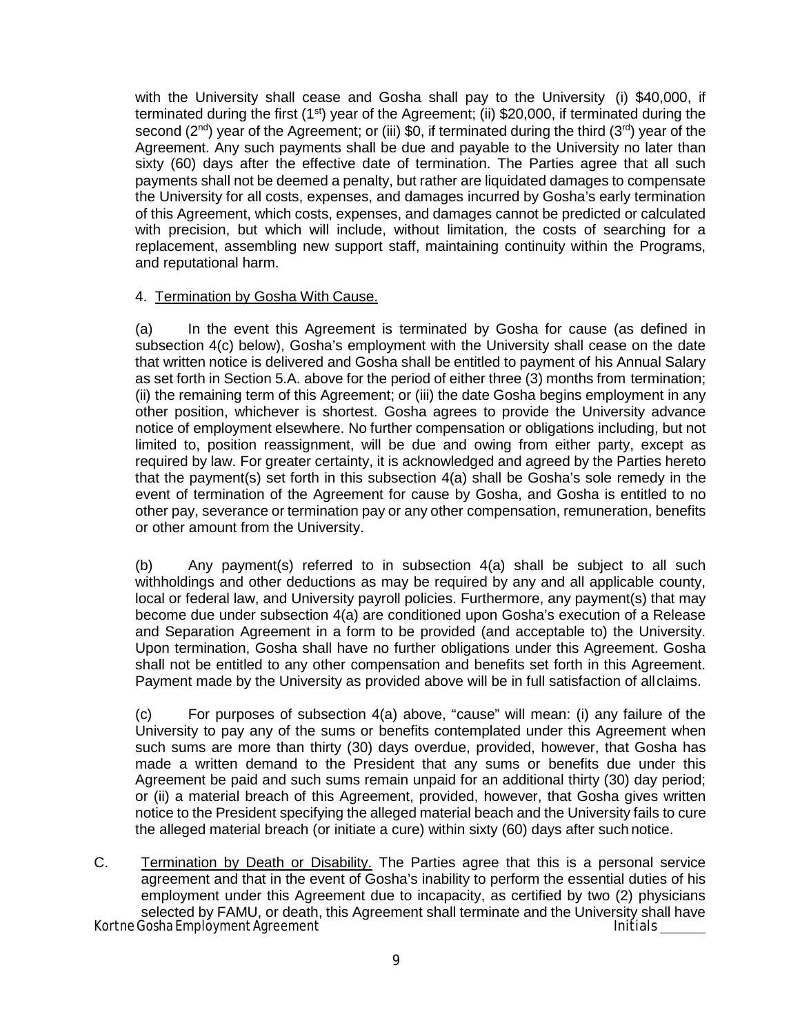with the University shall cease and Gosha shall pay to the University (i) $40,000, if terminated during the first (1st) year of the Agreement; (ii) $20,000, if terminated during the second (2nd) year of the Agreement; or (iii) $0, if terminated during the third (3rd) year of the Agreement. Any such payments shall be due and payable to the University no later than sixty (60) days after the effective date of termination. The Parties agree that all such payments shall not be deemed a penalty, but rather are liquidated damages to compensate the University for all costs, expenses, and damages incurred by Gosha's early termination of this Agreement, which costs, expenses, and damages cannot be predicted or calculated with precision, but which will include, without limitation, the costs of searching for a replacement, assembling new support staff, maintaining continuity within the Programs, and reputational harm.

4. <u>Termination by Gosha With Cause.</u>

(a) In the event this Agreement is terminated by Gosha for cause (as defined in subsection 4(c) below), Gosha's employment with the University shall cease on the date that written notice is delivered and Gosha shall be entitled to payment of his Annual Salary as set forth in Section 5.A. above for the period of either three (3) months from termination; (ii) the remaining term of this Agreement; or (iii) the date Gosha begins employment in any other position, whichever is shortest. Gosha agrees to provide the University advance notice of employment elsewhere. No further compensation or obligations including, but not limited to, position reassignment, will be due and owing from either party, except as required by law. For greater certainty, it is acknowledged and agreed by the Parties hereto that the payment(s) set forth in this subsection 4(a) shall be Gosha's sole remedy in the event of termination of the Agreement for cause by Gosha, and Gosha is entitled to no other pay, severance or termination pay or any other compensation, remuneration, benefits or other amount from the University.

(b) Any payment(s) referred to in subsection 4(a) shall be subject to all such withholdings and other deductions as may be required by any and all applicable county, local or federal law, and University payroll policies. Furthermore, any payment(s) that may become due under subsection 4(a) are conditioned upon Gosha's execution of a Release and Separation Agreement in a form to be provided (and acceptable to) the University. Upon termination, Gosha shall have no further obligations under this Agreement. Gosha shall not be entitled to any other compensation and benefits set forth in this Agreement. Payment made by the University as provided above will be in full satisfaction of all claims.

(c) For purposes of subsection 4(a) above, "cause" will mean: (i) any failure of the University to pay any of the sums or benefits contemplated under this Agreement when such sums are more than thirty (30) days overdue, provided, however, that Gosha has made a written demand to the President that any sums or benefits due under this Agreement be paid and such sums remain unpaid for an additional thirty (30) day period; or (ii) a material breach of this Agreement, provided, however, that Gosha gives written notice to the President specifying the alleged material beach and the University fails to cure the alleged material breach (or initiate a cure) within sixty (60) days after such notice.

C. <u>Termination by Death or Disability.</u> The Parties agree that this is a personal service agreement and that in the event of Gosha's inability to perform the essential duties of his employment under this Agreement due to incapacity, as certified by two (2) physicians selected by FAMU, or death, this Agreement shall terminate and the University shall have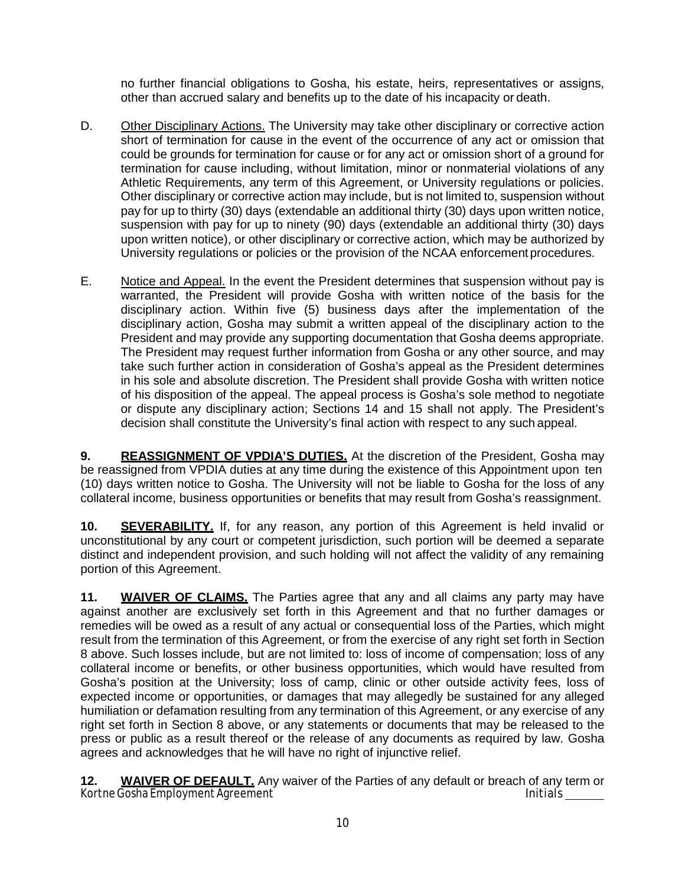no further financial obligations to Gosha, his estate, heirs, representatives or assigns, other than accrued salary and benefits up to the date of his incapacity or death.

D. Other Disciplinary Actions. The University may take other disciplinary or corrective action short of termination for cause in the event of the occurrence of any act or omission that could be grounds for termination for cause or for any act or omission short of a ground for termination for cause including, without limitation, minor or nonmaterial violations of any Athletic Requirements, any term of this Agreement, or University regulations or policies. Other disciplinary or corrective action may include, but is not limited to, suspension without pay for up to thirty (30) days (extendable an additional thirty (30) days upon written notice, suspension with pay for up to ninety (90) days (extendable an additional thirty (30) days upon written notice), or other disciplinary or corrective action, which may be authorized by University regulations or policies or the provision of the NCAA enforcement procedures.

E. Notice and Appeal. In the event the President determines that suspension without pay is warranted, the President will provide Gosha with written notice of the basis for the disciplinary action. Within five (5) business days after the implementation of the disciplinary action, Gosha may submit a written appeal of the disciplinary action to the President and may provide any supporting documentation that Gosha deems appropriate. The President may request further information from Gosha or any other source, and may take such further action in consideration of Gosha's appeal as the President determines in his sole and absolute discretion. The President shall provide Gosha with written notice of his disposition of the appeal. The appeal process is Gosha's sole method to negotiate or dispute any disciplinary action; Sections 14 and 15 shall not apply. The President's decision shall constitute the University's final action with respect to any such appeal.

**9. REASSIGNMENT OF VPDIA'S DUTIES.** At the discretion of the President, Gosha may be reassigned from VPDIA duties at any time during the existence of this Appointment upon ten (10) days written notice to Gosha. The University will not be liable to Gosha for the loss of any collateral income, business opportunities or benefits that may result from Gosha's reassignment.

**10. SEVERABILITY.** If, for any reason, any portion of this Agreement is held invalid or unconstitutional by any court or competent jurisdiction, such portion will be deemed a separate distinct and independent provision, and such holding will not affect the validity of any remaining portion of this Agreement.

**11. WAIVER OF CLAIMS.** The Parties agree that any and all claims any party may have against another are exclusively set forth in this Agreement and that no further damages or remedies will be owed as a result of any actual or consequential loss of the Parties, which might result from the termination of this Agreement, or from the exercise of any right set forth in Section 8 above. Such losses include, but are not limited to: loss of income of compensation; loss of any collateral income or benefits, or other business opportunities, which would have resulted from Gosha's position at the University; loss of camp, clinic or other outside activity fees, loss of expected income or opportunities, or damages that may allegedly be sustained for any alleged humiliation or defamation resulting from any termination of this Agreement, or any exercise of any right set forth in Section 8 above, or any statements or documents that may be released to the press or public as a result thereof or the release of any documents as required by law. Gosha agrees and acknowledges that he will have no right of injunctive relief.

**12. WAIVER OF DEFAULT.** Any waiver of the Parties of any default or breach of any term or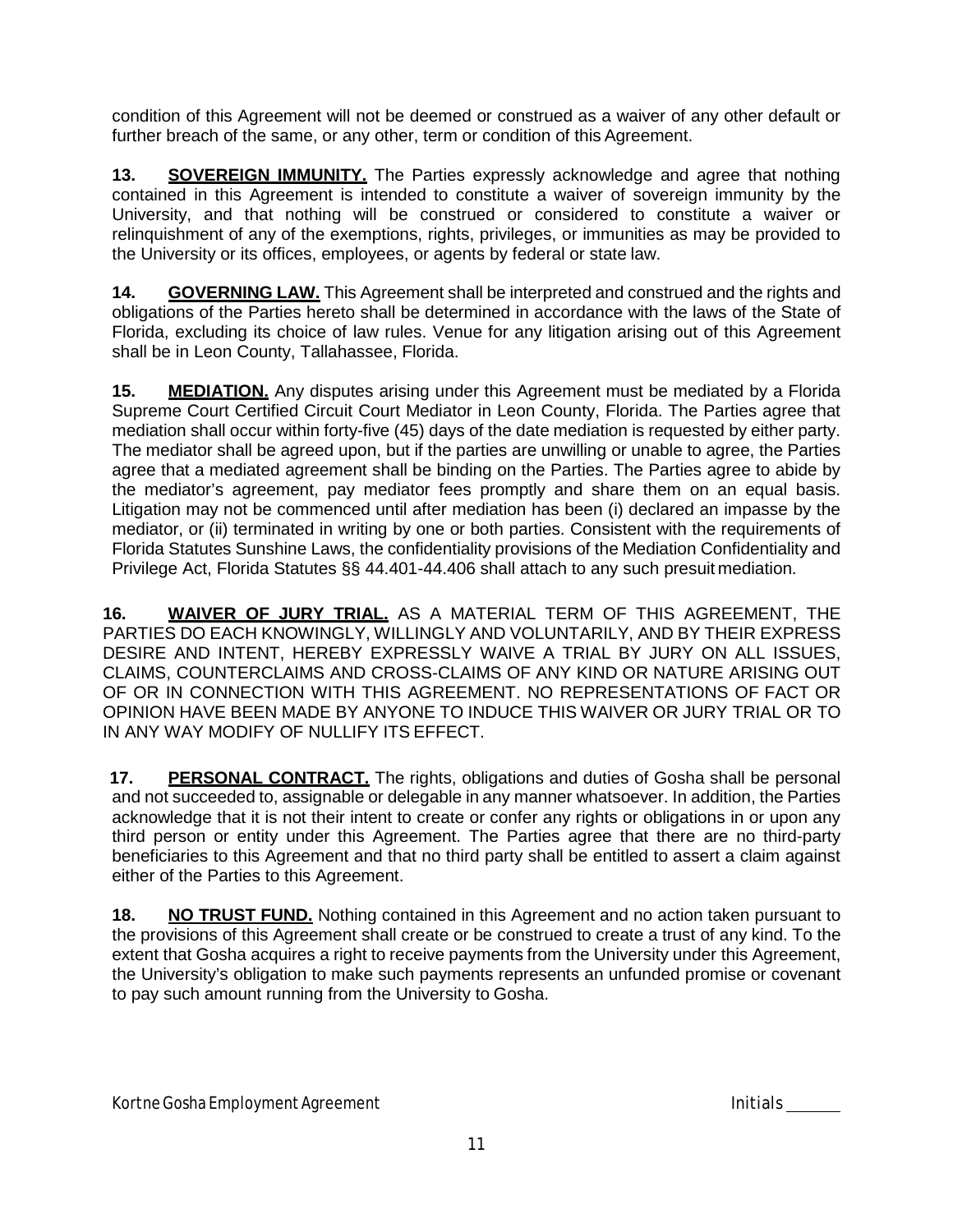condition of this Agreement will not be deemed or construed as a waiver of any other default or further breach of the same, or any other, term or condition of this Agreement.

**13. SOVEREIGN IMMUNITY.** The Parties expressly acknowledge and agree that nothing contained in this Agreement is intended to constitute a waiver of sovereign immunity by the University, and that nothing will be construed or considered to constitute a waiver or relinquishment of any of the exemptions, rights, privileges, or immunities as may be provided to the University or its offices, employees, or agents by federal or state law.

**14. GOVERNING LAW.** This Agreement shall be interpreted and construed and the rights and obligations of the Parties hereto shall be determined in accordance with the laws of the State of Florida, excluding its choice of law rules. Venue for any litigation arising out of this Agreement shall be in Leon County, Tallahassee, Florida.

**15. MEDIATION.** Any disputes arising under this Agreement must be mediated by a Florida Supreme Court Certified Circuit Court Mediator in Leon County, Florida. The Parties agree that mediation shall occur within forty-five (45) days of the date mediation is requested by either party. The mediator shall be agreed upon, but if the parties are unwilling or unable to agree, the Parties agree that a mediated agreement shall be binding on the Parties. The Parties agree to abide by the mediator's agreement, pay mediator fees promptly and share them on an equal basis. Litigation may not be commenced until after mediation has been (i) declared an impasse by the mediator, or (ii) terminated in writing by one or both parties. Consistent with the requirements of Florida Statutes Sunshine Laws, the confidentiality provisions of the Mediation Confidentiality and Privilege Act, Florida Statutes §§ 44.401-44.406 shall attach to any such presuit mediation.

**16. WAIVER OF JURY TRIAL.** AS A MATERIAL TERM OF THIS AGREEMENT, THE PARTIES DO EACH KNOWINGLY, WILLINGLY AND VOLUNTARILY, AND BY THEIR EXPRESS DESIRE AND INTENT, HEREBY EXPRESSLY WAIVE A TRIAL BY JURY ON ALL ISSUES, CLAIMS, COUNTERCLAIMS AND CROSS-CLAIMS OF ANY KIND OR NATURE ARISING OUT OF OR IN CONNECTION WITH THIS AGREEMENT. NO REPRESENTATIONS OF FACT OR OPINION HAVE BEEN MADE BY ANYONE TO INDUCE THIS WAIVER OR JURY TRIAL OR TO IN ANY WAY MODIFY OF NULLIFY ITS EFFECT.

**17. PERSONAL CONTRACT.** The rights, obligations and duties of Gosha shall be personal and not succeeded to, assignable or delegable in any manner whatsoever. In addition, the Parties acknowledge that it is not their intent to create or confer any rights or obligations in or upon any third person or entity under this Agreement. The Parties agree that there are no third-party beneficiaries to this Agreement and that no third party shall be entitled to assert a claim against either of the Parties to this Agreement.

**18. NO TRUST FUND.** Nothing contained in this Agreement and no action taken pursuant to the provisions of this Agreement shall create or be construed to create a trust of any kind. To the extent that Gosha acquires a right to receive payments from the University under this Agreement, the University's obligation to make such payments represents an unfunded promise or covenant to pay such amount running from the University to Gosha.

Kortne Gosha Employment Agreement Initials ______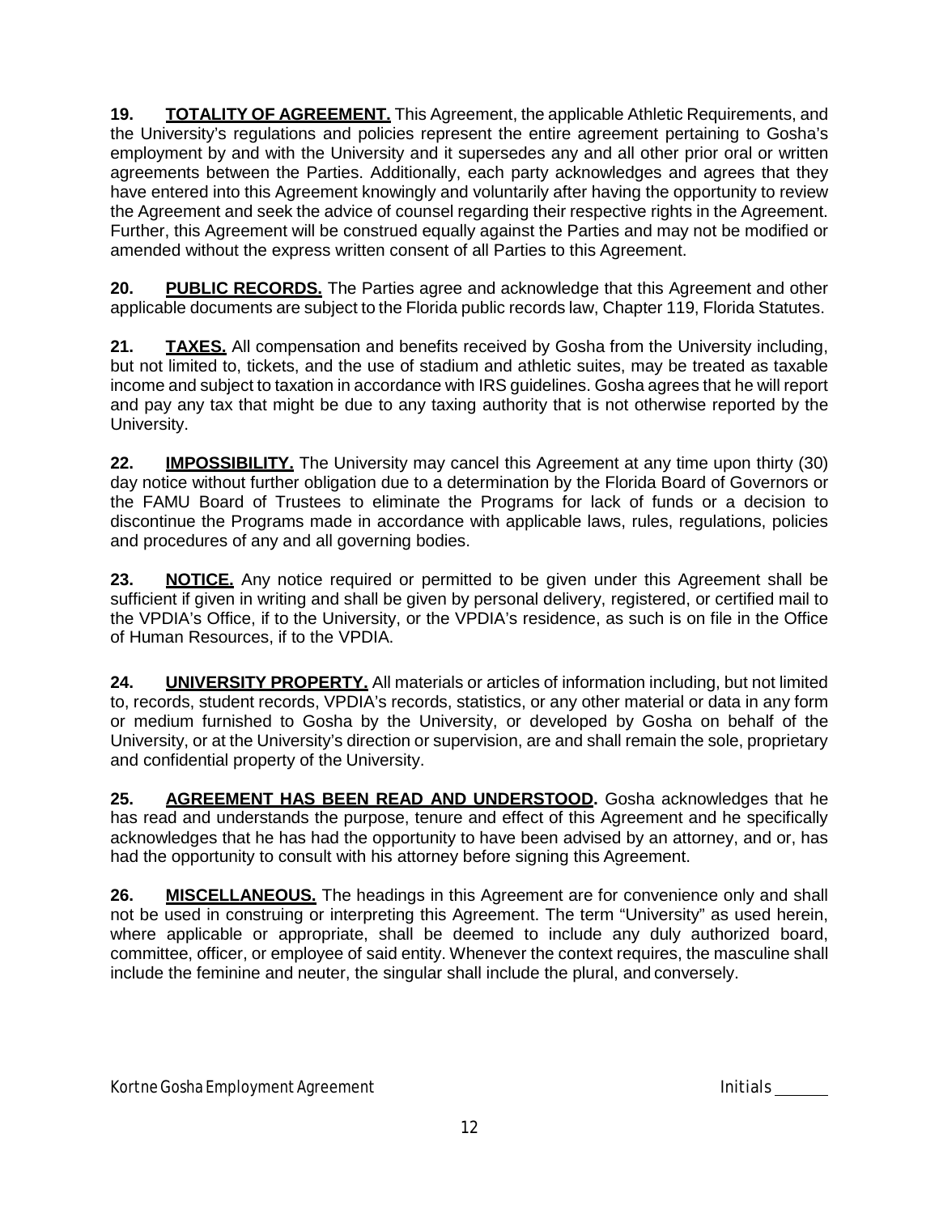**19. TOTALITY OF AGREEMENT.** This Agreement, the applicable Athletic Requirements, and the University's regulations and policies represent the entire agreement pertaining to Gosha's employment by and with the University and it supersedes any and all other prior oral or written agreements between the Parties. Additionally, each party acknowledges and agrees that they have entered into this Agreement knowingly and voluntarily after having the opportunity to review the Agreement and seek the advice of counsel regarding their respective rights in the Agreement. Further, this Agreement will be construed equally against the Parties and may not be modified or amended without the express written consent of all Parties to this Agreement.

**20. PUBLIC RECORDS.** The Parties agree and acknowledge that this Agreement and other applicable documents are subject to the Florida public records law, Chapter 119, Florida Statutes.

**21. TAXES.** All compensation and benefits received by Gosha from the University including, but not limited to, tickets, and the use of stadium and athletic suites, may be treated as taxable income and subject to taxation in accordance with IRS guidelines. Gosha agrees that he will report and pay any tax that might be due to any taxing authority that is not otherwise reported by the University.

**22. IMPOSSIBILITY.** The University may cancel this Agreement at any time upon thirty (30) day notice without further obligation due to a determination by the Florida Board of Governors or the FAMU Board of Trustees to eliminate the Programs for lack of funds or a decision to discontinue the Programs made in accordance with applicable laws, rules, regulations, policies and procedures of any and all governing bodies.

**23. NOTICE.** Any notice required or permitted to be given under this Agreement shall be sufficient if given in writing and shall be given by personal delivery, registered, or certified mail to the VPDIA's Office, if to the University, or the VPDIA's residence, as such is on file in the Office of Human Resources, if to the VPDIA.

**24. UNIVERSITY PROPERTY.** All materials or articles of information including, but not limited to, records, student records, VPDIA's records, statistics, or any other material or data in any form or medium furnished to Gosha by the University, or developed by Gosha on behalf of the University, or at the University's direction or supervision, are and shall remain the sole, proprietary and confidential property of the University.

**25. AGREEMENT HAS BEEN READ AND UNDERSTOOD.** Gosha acknowledges that he has read and understands the purpose, tenure and effect of this Agreement and he specifically acknowledges that he has had the opportunity to have been advised by an attorney, and or, has had the opportunity to consult with his attorney before signing this Agreement.

**26. MISCELLANEOUS.** The headings in this Agreement are for convenience only and shall not be used in construing or interpreting this Agreement. The term "University" as used herein, where applicable or appropriate, shall be deemed to include any duly authorized board, committee, officer, or employee of said entity. Whenever the context requires, the masculine shall include the feminine and neuter, the singular shall include the plural, and conversely.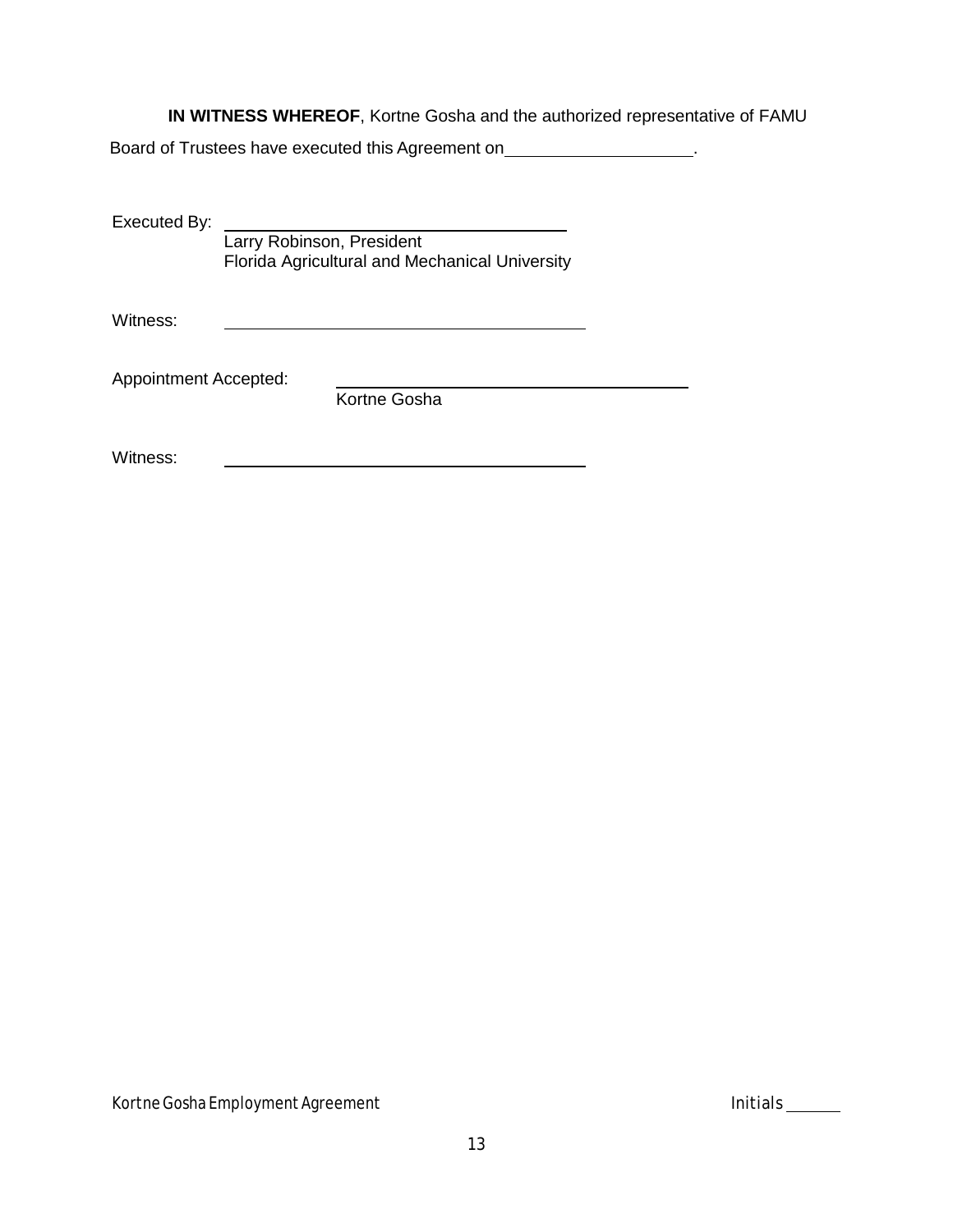**IN WITNESS WHEREOF**, Kortne Gosha and the authorized representative of FAMU Board of Trustees have executed this Agreement on \_\_\_\_\_\_\_\_\_\_\_\_\_\_\_\_\_\_\_\_.

Executed By: \_\_\_\_\_\_\_\_\_\_\_\_\_\_\_\_\_\_\_\_\_\_\_\_\_\_\_\_\_\_\_\_\_\_\_\_\_\_
Larry Robinson, President
Florida Agricultural and Mechanical University

Witness: \_\_\_\_\_\_\_\_\_\_\_\_\_\_\_\_\_\_\_\_\_\_\_\_\_\_\_\_\_\_\_\_\_\_\_\_\_\_

Appointment Accepted: \_\_\_\_\_\_\_\_\_\_\_\_\_\_\_\_\_\_\_\_\_\_\_\_\_\_\_\_\_\_\_\_\_\_\_\_\_\_
Kortne Gosha

Witness: \_\_\_\_\_\_\_\_\_\_\_\_\_\_\_\_\_\_\_\_\_\_\_\_\_\_\_\_\_\_\_\_\_\_\_\_\_\_

Kortne Gosha Employment Agreement Initials \_\_\_\_\_\_